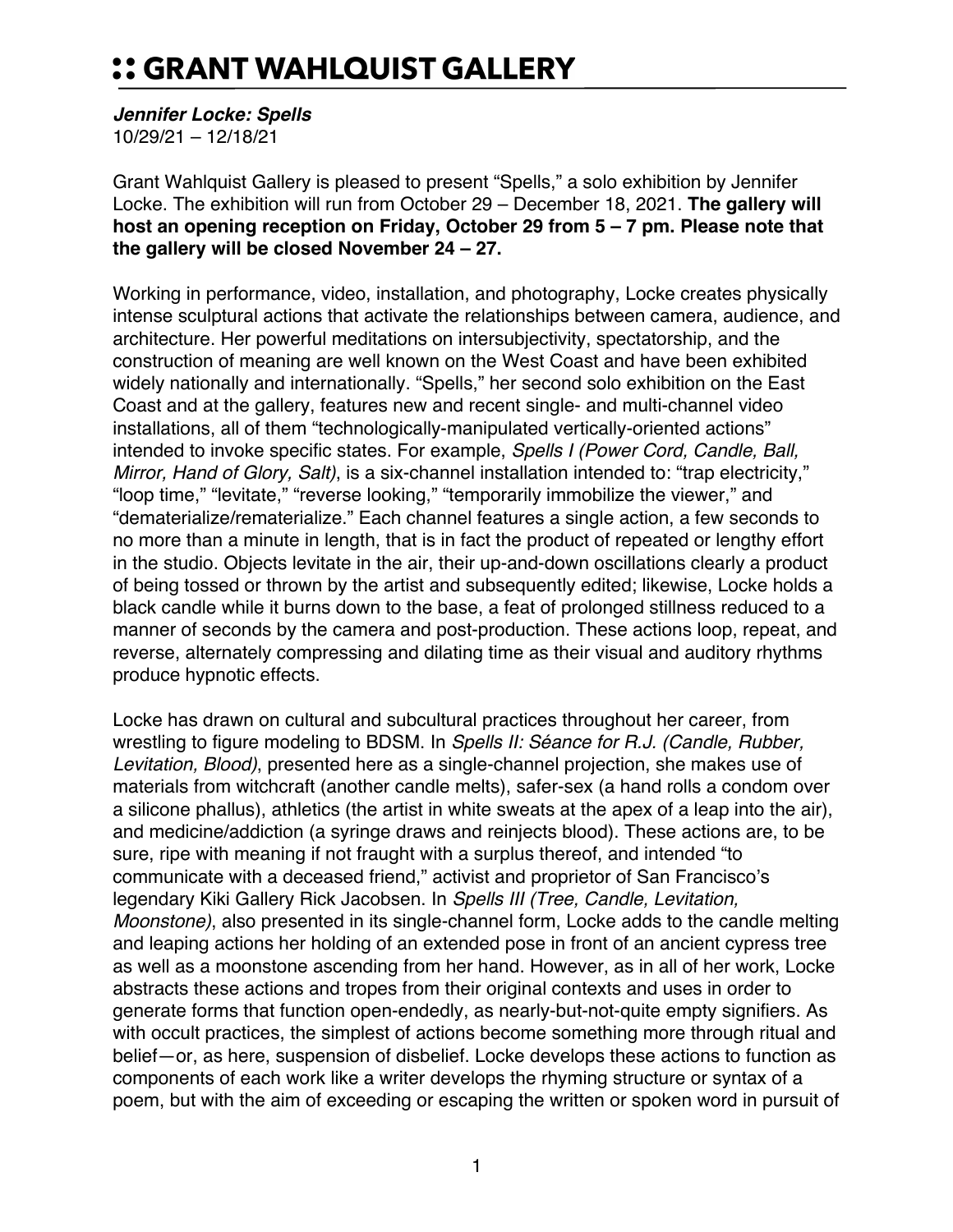# :: GRANT WAHLQUIST GALLERY

***Jennifer Locke: Spells***
10/29/21 – 12/18/21

Grant Wahlquist Gallery is pleased to present “Spells,” a solo exhibition by Jennifer Locke. The exhibition will run from October 29 – December 18, 2021. **The gallery will host an opening reception on Friday, October 29 from 5 – 7 pm. Please note that the gallery will be closed November 24 – 27.**

Working in performance, video, installation, and photography, Locke creates physically intense sculptural actions that activate the relationships between camera, audience, and architecture. Her powerful meditations on intersubjectivity, spectatorship, and the construction of meaning are well known on the West Coast and have been exhibited widely nationally and internationally. “Spells,” her second solo exhibition on the East Coast and at the gallery, features new and recent single- and multi-channel video installations, all of them “technologically-manipulated vertically-oriented actions” intended to invoke specific states. For example, *Spells I (Power Cord, Candle, Ball, Mirror, Hand of Glory, Salt)*, is a six-channel installation intended to: “trap electricity,” “loop time,” “levitate,” “reverse looking,” “temporarily immobilize the viewer,” and “dematerialize/rematerialize.” Each channel features a single action, a few seconds to no more than a minute in length, that is in fact the product of repeated or lengthy effort in the studio. Objects levitate in the air, their up-and-down oscillations clearly a product of being tossed or thrown by the artist and subsequently edited; likewise, Locke holds a black candle while it burns down to the base, a feat of prolonged stillness reduced to a manner of seconds by the camera and post-production. These actions loop, repeat, and reverse, alternately compressing and dilating time as their visual and auditory rhythms produce hypnotic effects.

Locke has drawn on cultural and subcultural practices throughout her career, from wrestling to figure modeling to BDSM. In *Spells II: Séance for R.J. (Candle, Rubber, Levitation, Blood)*, presented here as a single-channel projection, she makes use of materials from witchcraft (another candle melts), safer-sex (a hand rolls a condom over a silicone phallus), athletics (the artist in white sweats at the apex of a leap into the air), and medicine/addiction (a syringe draws and reinjects blood). These actions are, to be sure, ripe with meaning if not fraught with a surplus thereof, and intended “to communicate with a deceased friend,” activist and proprietor of San Francisco’s legendary Kiki Gallery Rick Jacobsen. In *Spells III (Tree, Candle, Levitation, Moonstone)*, also presented in its single-channel form, Locke adds to the candle melting and leaping actions her holding of an extended pose in front of an ancient cypress tree as well as a moonstone ascending from her hand. However, as in all of her work, Locke abstracts these actions and tropes from their original contexts and uses in order to generate forms that function open-endedly, as nearly-but-not-quite empty signifiers. As with occult practices, the simplest of actions become something more through ritual and belief—or, as here, suspension of disbelief. Locke develops these actions to function as components of each work like a writer develops the rhyming structure or syntax of a poem, but with the aim of exceeding or escaping the written or spoken word in pursuit of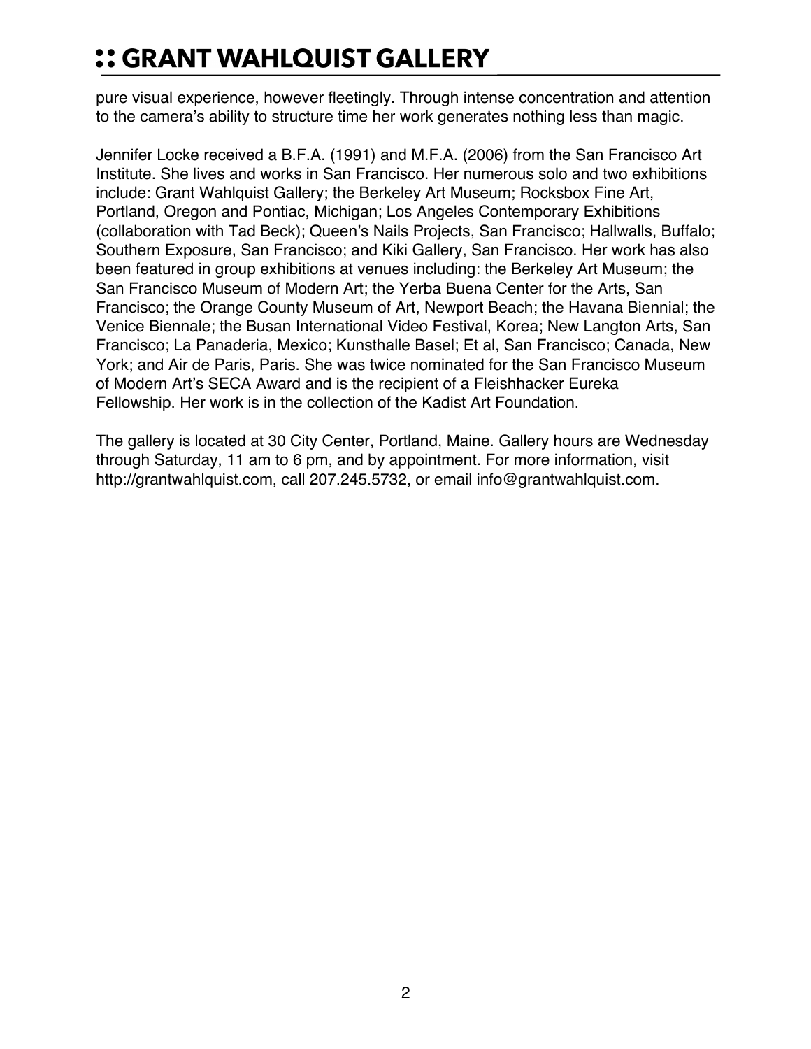pure visual experience, however fleetingly. Through intense concentration and attention to the camera's ability to structure time her work generates nothing less than magic.

Jennifer Locke received a B.F.A. (1991) and M.F.A. (2006) from the San Francisco Art Institute. She lives and works in San Francisco. Her numerous solo and two exhibitions include: Grant Wahlquist Gallery; the Berkeley Art Museum; Rocksbox Fine Art, Portland, Oregon and Pontiac, Michigan; Los Angeles Contemporary Exhibitions (collaboration with Tad Beck); Queen's Nails Projects, San Francisco; Hallwalls, Buffalo; Southern Exposure, San Francisco; and Kiki Gallery, San Francisco. Her work has also been featured in group exhibitions at venues including: the Berkeley Art Museum; the San Francisco Museum of Modern Art; the Yerba Buena Center for the Arts, San Francisco; the Orange County Museum of Art, Newport Beach; the Havana Biennial; the Venice Biennale; the Busan International Video Festival, Korea; New Langton Arts, San Francisco; La Panaderia, Mexico; Kunsthalle Basel; Et al, San Francisco; Canada, New York; and Air de Paris, Paris. She was twice nominated for the San Francisco Museum of Modern Art's SECA Award and is the recipient of a Fleishhacker Eureka Fellowship. Her work is in the collection of the Kadist Art Foundation.

The gallery is located at 30 City Center, Portland, Maine. Gallery hours are Wednesday through Saturday, 11 am to 6 pm, and by appointment. For more information, visit http://grantwahlquist.com, call 207.245.5732, or email info@grantwahlquist.com.